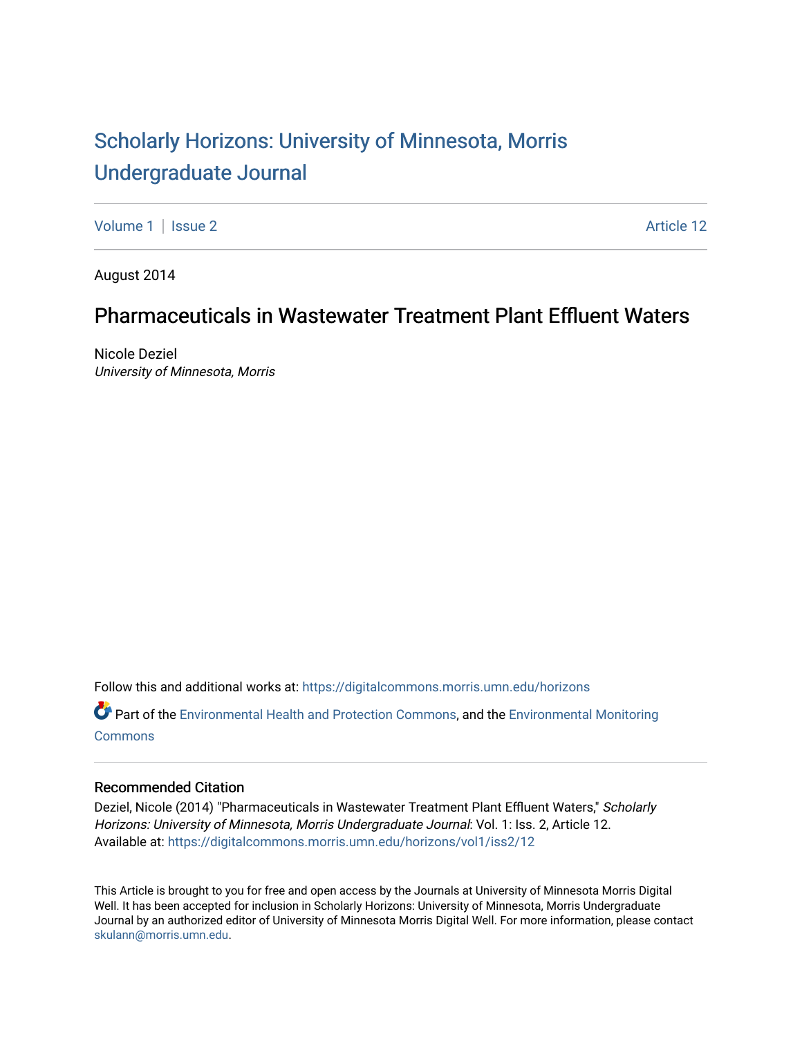# Scholarly Horizons: University of Minnesota, Morris Undergraduate Journal

Volume 1 | Issue 2 Article 12

August 2014

## Pharmaceuticals in Wastewater Treatment Plant Effluent Waters

Nicole Deziel
*University of Minnesota, Morris*

Follow this and additional works at: https://digitalcommons.morris.umn.edu/horizons

Part of the Environmental Health and Protection Commons, and the Environmental Monitoring Commons

### Recommended Citation

Deziel, Nicole (2014) "Pharmaceuticals in Wastewater Treatment Plant Effluent Waters," *Scholarly Horizons: University of Minnesota, Morris Undergraduate Journal*: Vol. 1: Iss. 2, Article 12.
Available at: https://digitalcommons.morris.umn.edu/horizons/vol1/iss2/12

This Article is brought to you for free and open access by the Journals at University of Minnesota Morris Digital Well. It has been accepted for inclusion in Scholarly Horizons: University of Minnesota, Morris Undergraduate Journal by an authorized editor of University of Minnesota Morris Digital Well. For more information, please contact skulann@morris.umn.edu.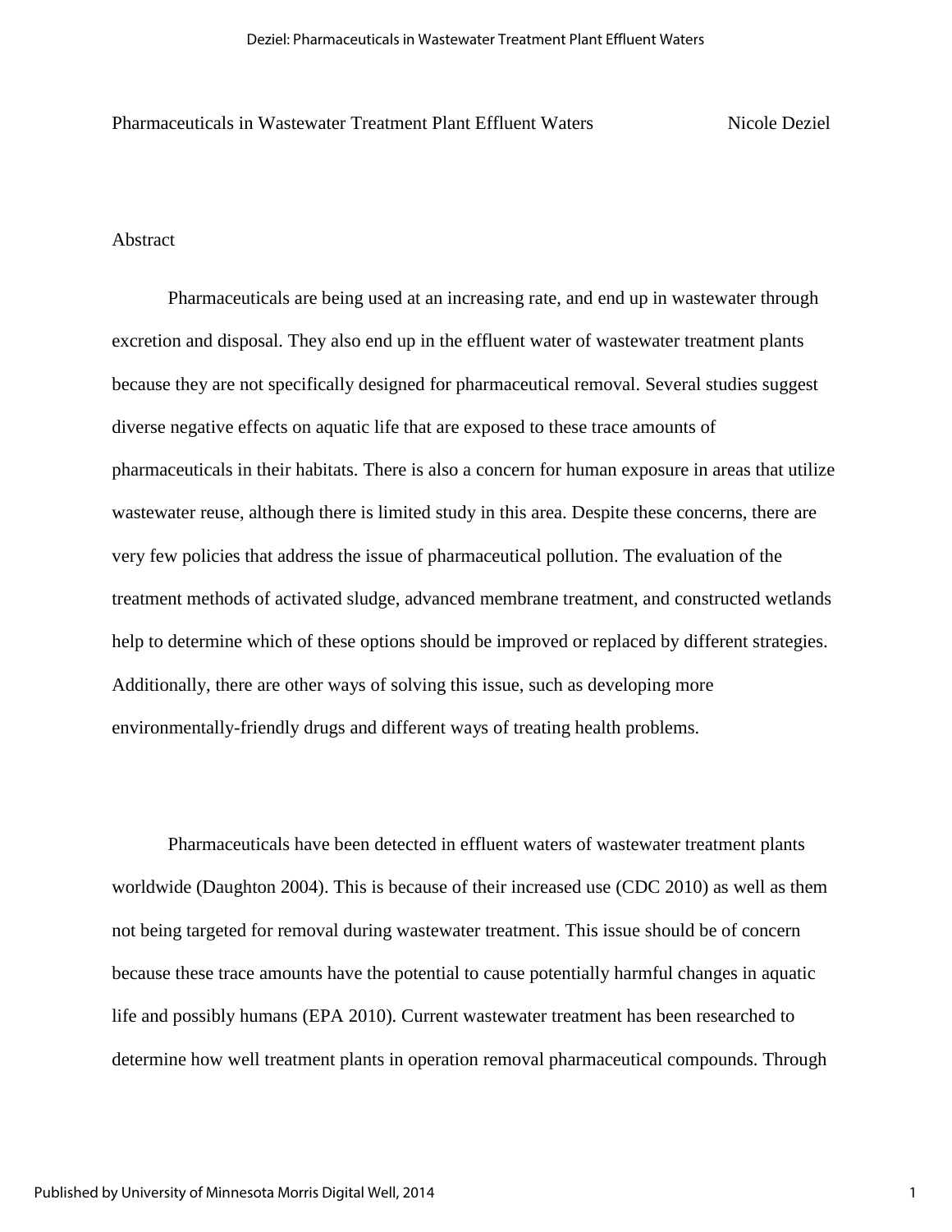Pharmaceuticals in Wastewater Treatment Plant Effluent Waters — Nicole Deziel

## Abstract

Pharmaceuticals are being used at an increasing rate, and end up in wastewater through excretion and disposal. They also end up in the effluent water of wastewater treatment plants because they are not specifically designed for pharmaceutical removal. Several studies suggest diverse negative effects on aquatic life that are exposed to these trace amounts of pharmaceuticals in their habitats. There is also a concern for human exposure in areas that utilize wastewater reuse, although there is limited study in this area. Despite these concerns, there are very few policies that address the issue of pharmaceutical pollution. The evaluation of the treatment methods of activated sludge, advanced membrane treatment, and constructed wetlands help to determine which of these options should be improved or replaced by different strategies. Additionally, there are other ways of solving this issue, such as developing more environmentally-friendly drugs and different ways of treating health problems.

Pharmaceuticals have been detected in effluent waters of wastewater treatment plants worldwide (Daughton 2004). This is because of their increased use (CDC 2010) as well as them not being targeted for removal during wastewater treatment. This issue should be of concern because these trace amounts have the potential to cause potentially harmful changes in aquatic life and possibly humans (EPA 2010). Current wastewater treatment has been researched to determine how well treatment plants in operation removal pharmaceutical compounds. Through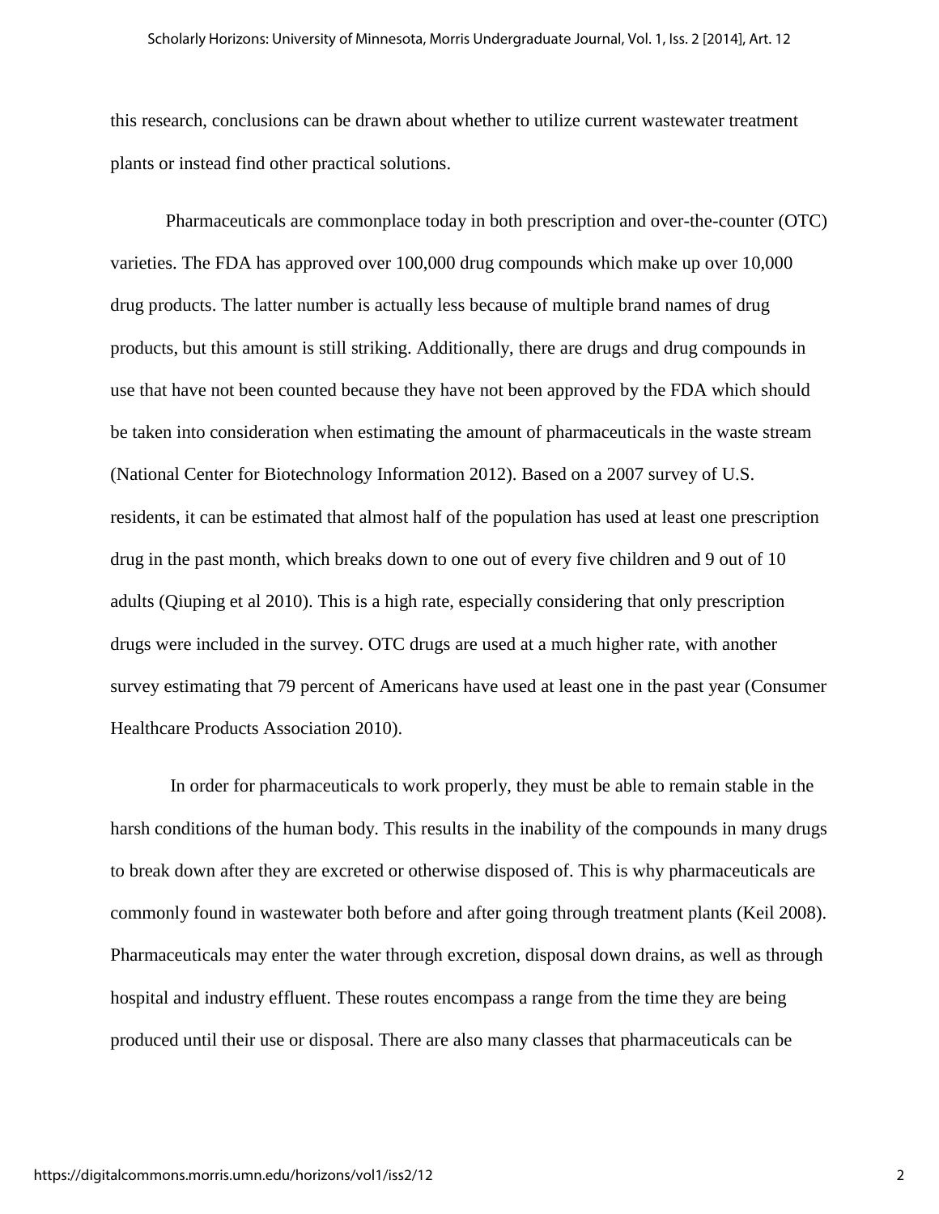this research, conclusions can be drawn about whether to utilize current wastewater treatment plants or instead find other practical solutions.

Pharmaceuticals are commonplace today in both prescription and over-the-counter (OTC) varieties. The FDA has approved over 100,000 drug compounds which make up over 10,000 drug products. The latter number is actually less because of multiple brand names of drug products, but this amount is still striking. Additionally, there are drugs and drug compounds in use that have not been counted because they have not been approved by the FDA which should be taken into consideration when estimating the amount of pharmaceuticals in the waste stream (National Center for Biotechnology Information 2012). Based on a 2007 survey of U.S. residents, it can be estimated that almost half of the population has used at least one prescription drug in the past month, which breaks down to one out of every five children and 9 out of 10 adults (Qiuping et al 2010). This is a high rate, especially considering that only prescription drugs were included in the survey. OTC drugs are used at a much higher rate, with another survey estimating that 79 percent of Americans have used at least one in the past year (Consumer Healthcare Products Association 2010).

In order for pharmaceuticals to work properly, they must be able to remain stable in the harsh conditions of the human body. This results in the inability of the compounds in many drugs to break down after they are excreted or otherwise disposed of. This is why pharmaceuticals are commonly found in wastewater both before and after going through treatment plants (Keil 2008). Pharmaceuticals may enter the water through excretion, disposal down drains, as well as through hospital and industry effluent. These routes encompass a range from the time they are being produced until their use or disposal. There are also many classes that pharmaceuticals can be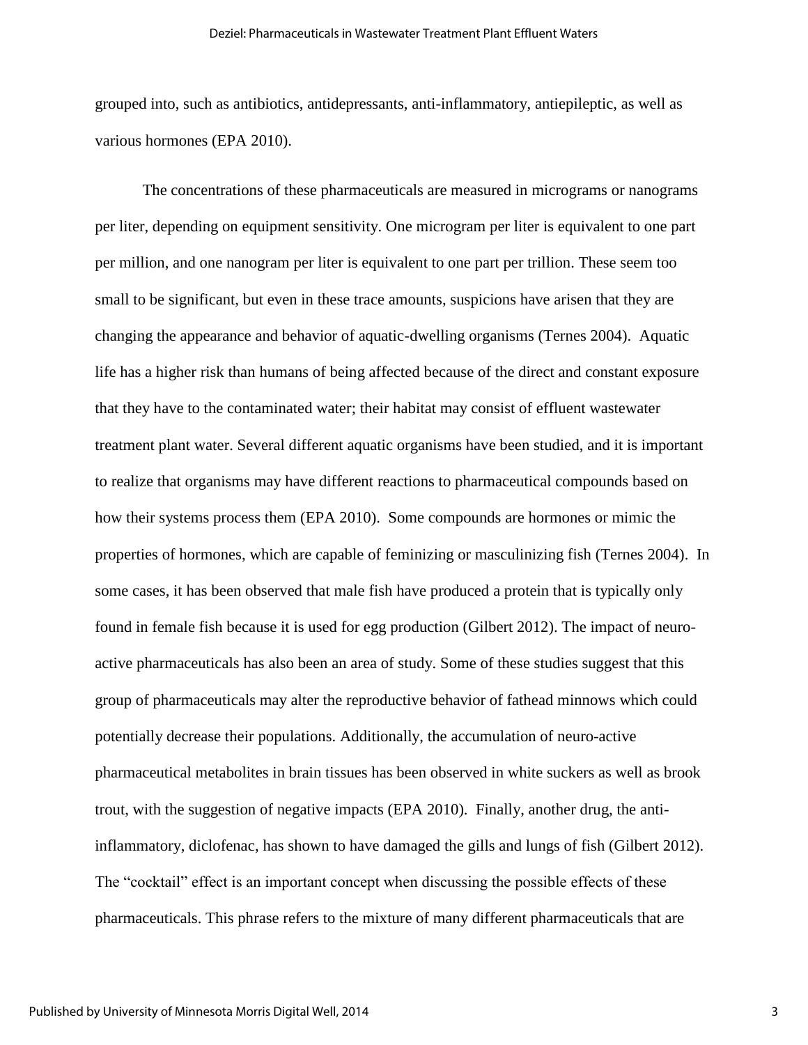grouped into, such as antibiotics, antidepressants, anti-inflammatory, antiepileptic, as well as various hormones (EPA 2010).

The concentrations of these pharmaceuticals are measured in micrograms or nanograms per liter, depending on equipment sensitivity. One microgram per liter is equivalent to one part per million, and one nanogram per liter is equivalent to one part per trillion. These seem too small to be significant, but even in these trace amounts, suspicions have arisen that they are changing the appearance and behavior of aquatic-dwelling organisms (Ternes 2004). Aquatic life has a higher risk than humans of being affected because of the direct and constant exposure that they have to the contaminated water; their habitat may consist of effluent wastewater treatment plant water. Several different aquatic organisms have been studied, and it is important to realize that organisms may have different reactions to pharmaceutical compounds based on how their systems process them (EPA 2010). Some compounds are hormones or mimic the properties of hormones, which are capable of feminizing or masculinizing fish (Ternes 2004). In some cases, it has been observed that male fish have produced a protein that is typically only found in female fish because it is used for egg production (Gilbert 2012). The impact of neuro-active pharmaceuticals has also been an area of study. Some of these studies suggest that this group of pharmaceuticals may alter the reproductive behavior of fathead minnows which could potentially decrease their populations. Additionally, the accumulation of neuro-active pharmaceutical metabolites in brain tissues has been observed in white suckers as well as brook trout, with the suggestion of negative impacts (EPA 2010). Finally, another drug, the anti-inflammatory, diclofenac, has shown to have damaged the gills and lungs of fish (Gilbert 2012). The "cocktail" effect is an important concept when discussing the possible effects of these pharmaceuticals. This phrase refers to the mixture of many different pharmaceuticals that are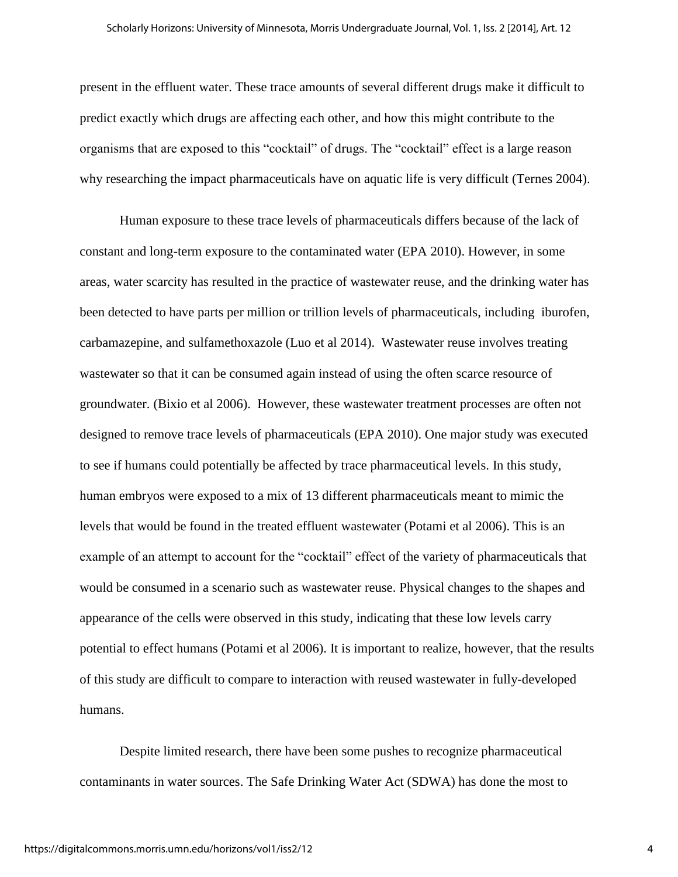present in the effluent water. These trace amounts of several different drugs make it difficult to predict exactly which drugs are affecting each other, and how this might contribute to the organisms that are exposed to this "cocktail" of drugs. The "cocktail" effect is a large reason why researching the impact pharmaceuticals have on aquatic life is very difficult (Ternes 2004).

Human exposure to these trace levels of pharmaceuticals differs because of the lack of constant and long-term exposure to the contaminated water (EPA 2010). However, in some areas, water scarcity has resulted in the practice of wastewater reuse, and the drinking water has been detected to have parts per million or trillion levels of pharmaceuticals, including iburofen, carbamazepine, and sulfamethoxazole (Luo et al 2014). Wastewater reuse involves treating wastewater so that it can be consumed again instead of using the often scarce resource of groundwater. (Bixio et al 2006). However, these wastewater treatment processes are often not designed to remove trace levels of pharmaceuticals (EPA 2010). One major study was executed to see if humans could potentially be affected by trace pharmaceutical levels. In this study, human embryos were exposed to a mix of 13 different pharmaceuticals meant to mimic the levels that would be found in the treated effluent wastewater (Potami et al 2006). This is an example of an attempt to account for the "cocktail" effect of the variety of pharmaceuticals that would be consumed in a scenario such as wastewater reuse. Physical changes to the shapes and appearance of the cells were observed in this study, indicating that these low levels carry potential to effect humans (Potami et al 2006). It is important to realize, however, that the results of this study are difficult to compare to interaction with reused wastewater in fully-developed humans.

Despite limited research, there have been some pushes to recognize pharmaceutical contaminants in water sources. The Safe Drinking Water Act (SDWA) has done the most to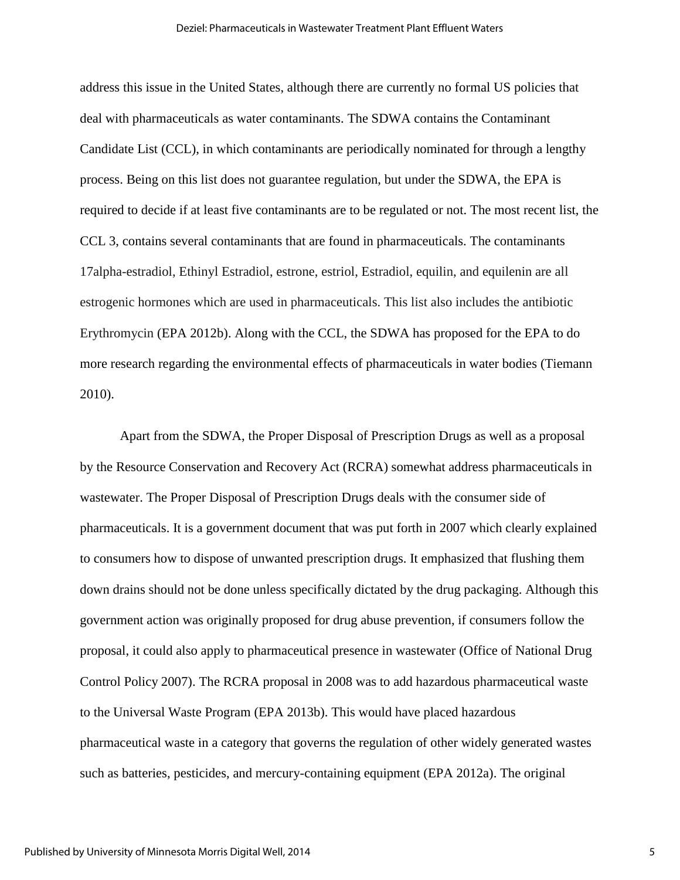address this issue in the United States, although there are currently no formal US policies that deal with pharmaceuticals as water contaminants. The SDWA contains the Contaminant Candidate List (CCL), in which contaminants are periodically nominated for through a lengthy process. Being on this list does not guarantee regulation, but under the SDWA, the EPA is required to decide if at least five contaminants are to be regulated or not. The most recent list, the CCL 3, contains several contaminants that are found in pharmaceuticals. The contaminants 17alpha-estradiol, Ethinyl Estradiol, estrone, estriol, Estradiol, equilin, and equilenin are all estrogenic hormones which are used in pharmaceuticals. This list also includes the antibiotic Erythromycin (EPA 2012b). Along with the CCL, the SDWA has proposed for the EPA to do more research regarding the environmental effects of pharmaceuticals in water bodies (Tiemann 2010).

Apart from the SDWA, the Proper Disposal of Prescription Drugs as well as a proposal by the Resource Conservation and Recovery Act (RCRA) somewhat address pharmaceuticals in wastewater. The Proper Disposal of Prescription Drugs deals with the consumer side of pharmaceuticals. It is a government document that was put forth in 2007 which clearly explained to consumers how to dispose of unwanted prescription drugs. It emphasized that flushing them down drains should not be done unless specifically dictated by the drug packaging. Although this government action was originally proposed for drug abuse prevention, if consumers follow the proposal, it could also apply to pharmaceutical presence in wastewater (Office of National Drug Control Policy 2007). The RCRA proposal in 2008 was to add hazardous pharmaceutical waste to the Universal Waste Program (EPA 2013b). This would have placed hazardous pharmaceutical waste in a category that governs the regulation of other widely generated wastes such as batteries, pesticides, and mercury-containing equipment (EPA 2012a). The original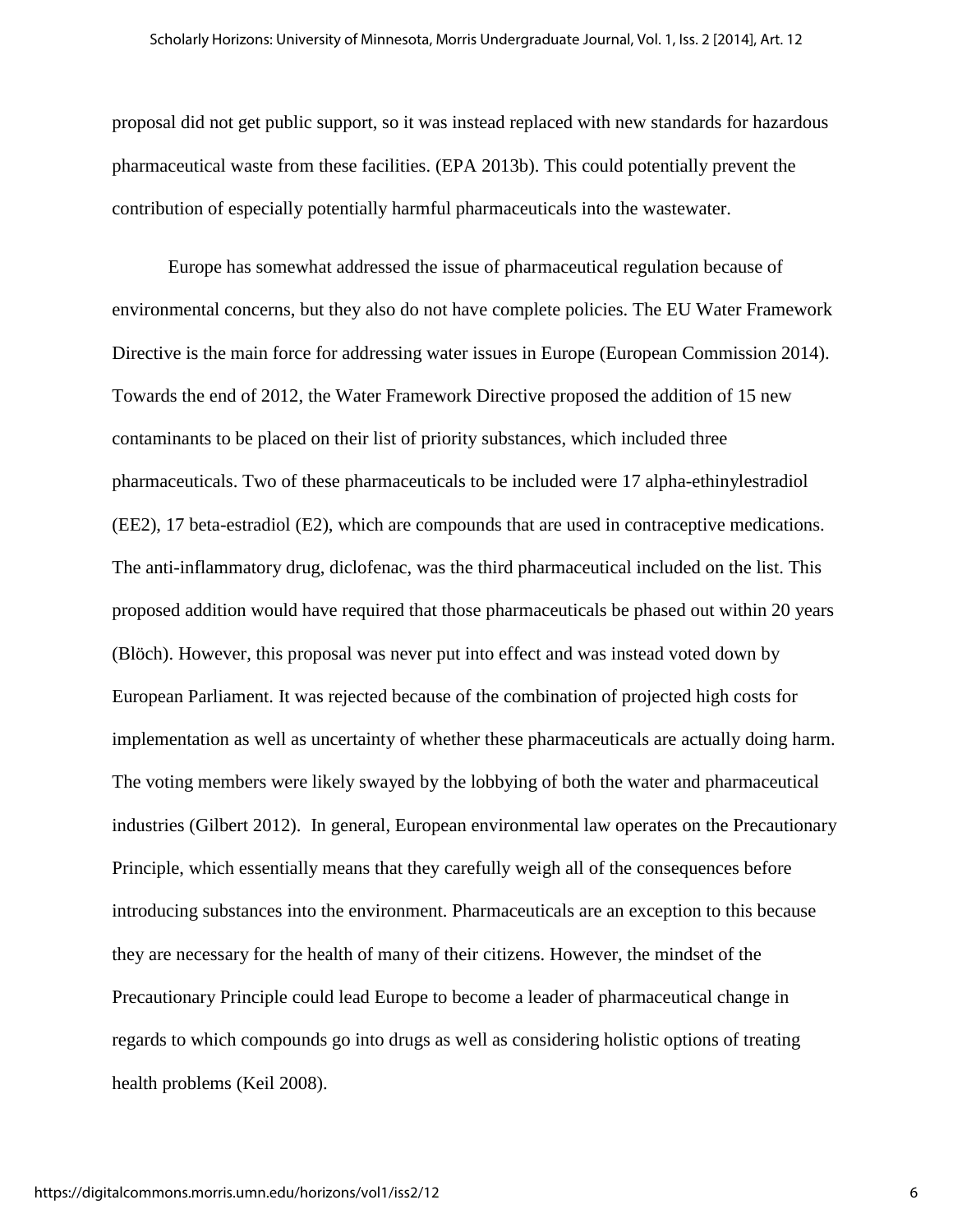proposal did not get public support, so it was instead replaced with new standards for hazardous pharmaceutical waste from these facilities. (EPA 2013b). This could potentially prevent the contribution of especially potentially harmful pharmaceuticals into the wastewater.

Europe has somewhat addressed the issue of pharmaceutical regulation because of environmental concerns, but they also do not have complete policies. The EU Water Framework Directive is the main force for addressing water issues in Europe (European Commission 2014). Towards the end of 2012, the Water Framework Directive proposed the addition of 15 new contaminants to be placed on their list of priority substances, which included three pharmaceuticals. Two of these pharmaceuticals to be included were 17 alpha-ethinylestradiol (EE2), 17 beta-estradiol (E2), which are compounds that are used in contraceptive medications. The anti-inflammatory drug, diclofenac, was the third pharmaceutical included on the list. This proposed addition would have required that those pharmaceuticals be phased out within 20 years (Blöch). However, this proposal was never put into effect and was instead voted down by European Parliament. It was rejected because of the combination of projected high costs for implementation as well as uncertainty of whether these pharmaceuticals are actually doing harm. The voting members were likely swayed by the lobbying of both the water and pharmaceutical industries (Gilbert 2012). In general, European environmental law operates on the Precautionary Principle, which essentially means that they carefully weigh all of the consequences before introducing substances into the environment. Pharmaceuticals are an exception to this because they are necessary for the health of many of their citizens. However, the mindset of the Precautionary Principle could lead Europe to become a leader of pharmaceutical change in regards to which compounds go into drugs as well as considering holistic options of treating health problems (Keil 2008).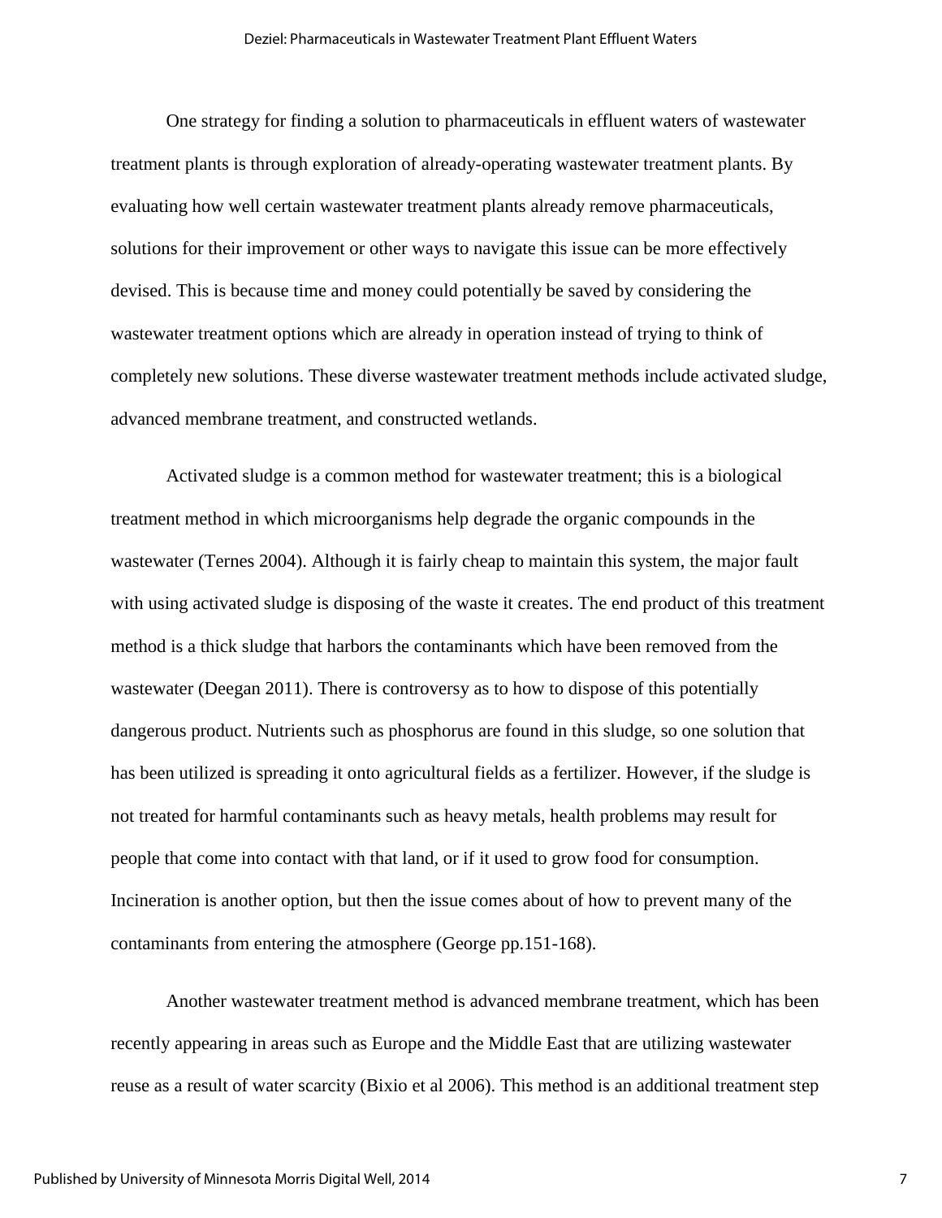One strategy for finding a solution to pharmaceuticals in effluent waters of wastewater treatment plants is through exploration of already-operating wastewater treatment plants. By evaluating how well certain wastewater treatment plants already remove pharmaceuticals, solutions for their improvement or other ways to navigate this issue can be more effectively devised. This is because time and money could potentially be saved by considering the wastewater treatment options which are already in operation instead of trying to think of completely new solutions. These diverse wastewater treatment methods include activated sludge, advanced membrane treatment, and constructed wetlands.

Activated sludge is a common method for wastewater treatment; this is a biological treatment method in which microorganisms help degrade the organic compounds in the wastewater (Ternes 2004). Although it is fairly cheap to maintain this system, the major fault with using activated sludge is disposing of the waste it creates. The end product of this treatment method is a thick sludge that harbors the contaminants which have been removed from the wastewater (Deegan 2011). There is controversy as to how to dispose of this potentially dangerous product. Nutrients such as phosphorus are found in this sludge, so one solution that has been utilized is spreading it onto agricultural fields as a fertilizer. However, if the sludge is not treated for harmful contaminants such as heavy metals, health problems may result for people that come into contact with that land, or if it used to grow food for consumption. Incineration is another option, but then the issue comes about of how to prevent many of the contaminants from entering the atmosphere (George pp.151-168).

Another wastewater treatment method is advanced membrane treatment, which has been recently appearing in areas such as Europe and the Middle East that are utilizing wastewater reuse as a result of water scarcity (Bixio et al 2006). This method is an additional treatment step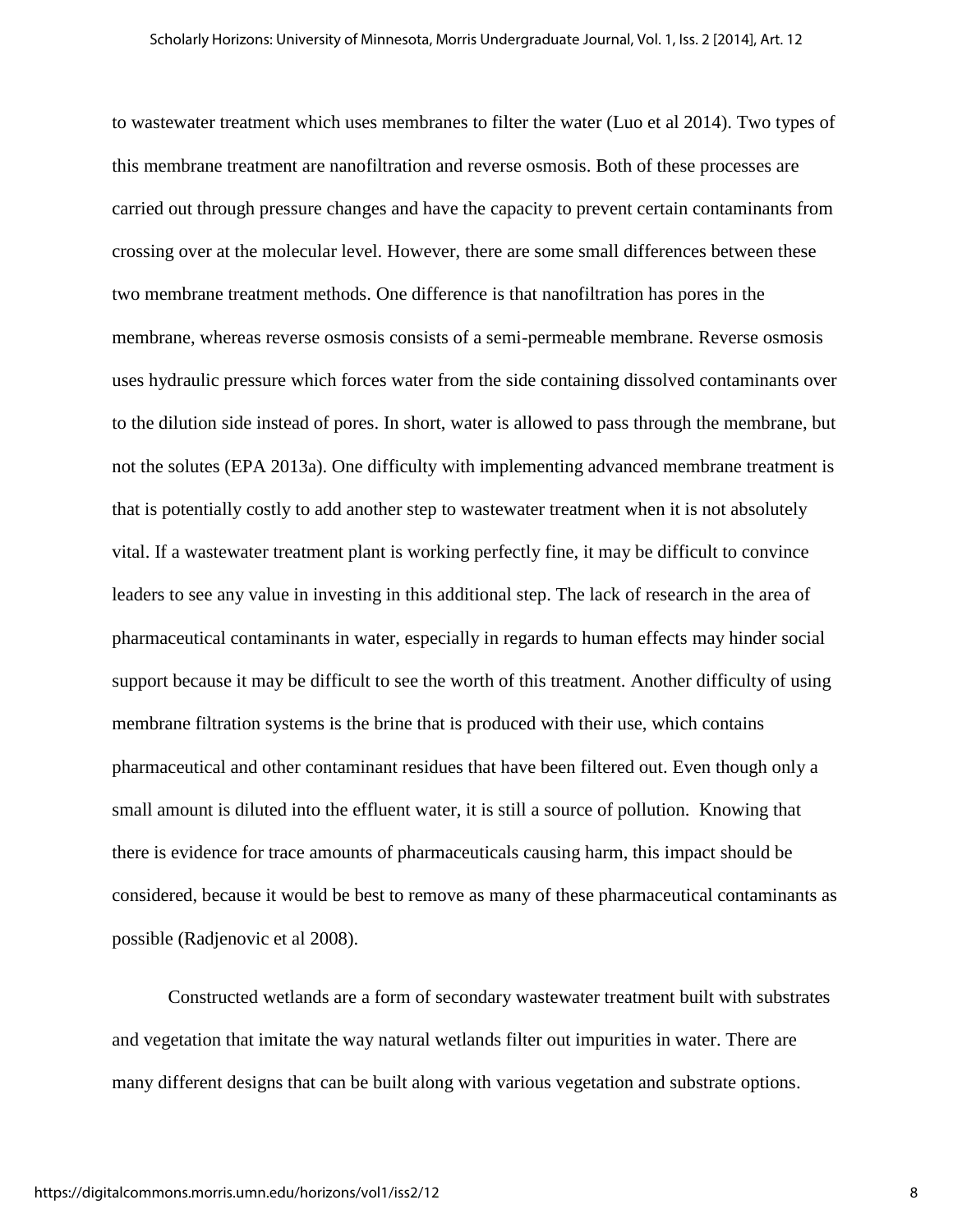to wastewater treatment which uses membranes to filter the water (Luo et al 2014). Two types of this membrane treatment are nanofiltration and reverse osmosis. Both of these processes are carried out through pressure changes and have the capacity to prevent certain contaminants from crossing over at the molecular level. However, there are some small differences between these two membrane treatment methods. One difference is that nanofiltration has pores in the membrane, whereas reverse osmosis consists of a semi-permeable membrane. Reverse osmosis uses hydraulic pressure which forces water from the side containing dissolved contaminants over to the dilution side instead of pores. In short, water is allowed to pass through the membrane, but not the solutes (EPA 2013a). One difficulty with implementing advanced membrane treatment is that is potentially costly to add another step to wastewater treatment when it is not absolutely vital. If a wastewater treatment plant is working perfectly fine, it may be difficult to convince leaders to see any value in investing in this additional step. The lack of research in the area of pharmaceutical contaminants in water, especially in regards to human effects may hinder social support because it may be difficult to see the worth of this treatment. Another difficulty of using membrane filtration systems is the brine that is produced with their use, which contains pharmaceutical and other contaminant residues that have been filtered out. Even though only a small amount is diluted into the effluent water, it is still a source of pollution. Knowing that there is evidence for trace amounts of pharmaceuticals causing harm, this impact should be considered, because it would be best to remove as many of these pharmaceutical contaminants as possible (Radjenovic et al 2008).

Constructed wetlands are a form of secondary wastewater treatment built with substrates and vegetation that imitate the way natural wetlands filter out impurities in water. There are many different designs that can be built along with various vegetation and substrate options.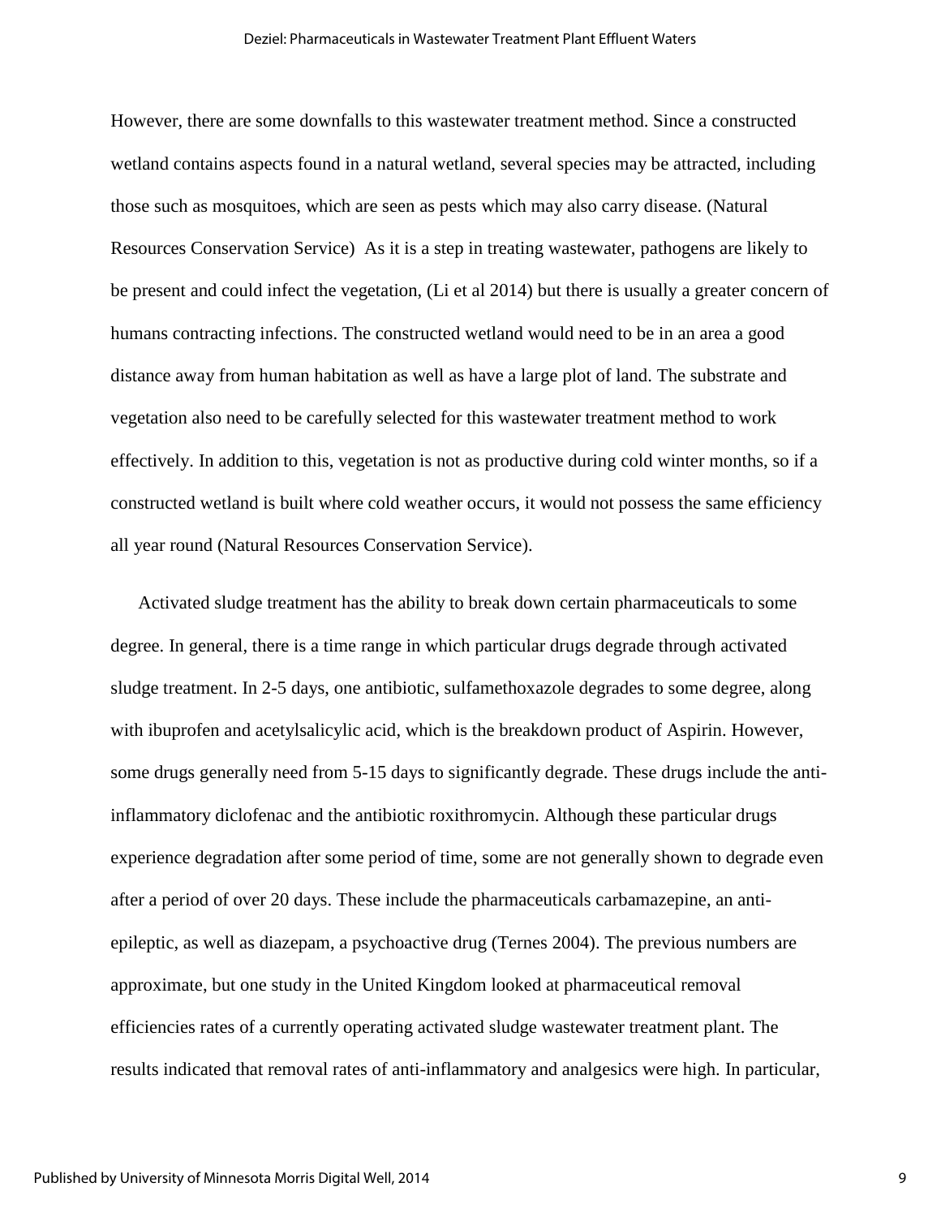However, there are some downfalls to this wastewater treatment method. Since a constructed wetland contains aspects found in a natural wetland, several species may be attracted, including those such as mosquitoes, which are seen as pests which may also carry disease. (Natural Resources Conservation Service)  As it is a step in treating wastewater, pathogens are likely to be present and could infect the vegetation, (Li et al 2014) but there is usually a greater concern of humans contracting infections. The constructed wetland would need to be in an area a good distance away from human habitation as well as have a large plot of land. The substrate and vegetation also need to be carefully selected for this wastewater treatment method to work effectively. In addition to this, vegetation is not as productive during cold winter months, so if a constructed wetland is built where cold weather occurs, it would not possess the same efficiency all year round (Natural Resources Conservation Service).

Activated sludge treatment has the ability to break down certain pharmaceuticals to some degree. In general, there is a time range in which particular drugs degrade through activated sludge treatment. In 2-5 days, one antibiotic, sulfamethoxazole degrades to some degree, along with ibuprofen and acetylsalicylic acid, which is the breakdown product of Aspirin. However, some drugs generally need from 5-15 days to significantly degrade. These drugs include the anti-inflammatory diclofenac and the antibiotic roxithromycin. Although these particular drugs experience degradation after some period of time, some are not generally shown to degrade even after a period of over 20 days. These include the pharmaceuticals carbamazepine, an anti-epileptic, as well as diazepam, a psychoactive drug (Ternes 2004). The previous numbers are approximate, but one study in the United Kingdom looked at pharmaceutical removal efficiencies rates of a currently operating activated sludge wastewater treatment plant. The results indicated that removal rates of anti-inflammatory and analgesics were high. In particular,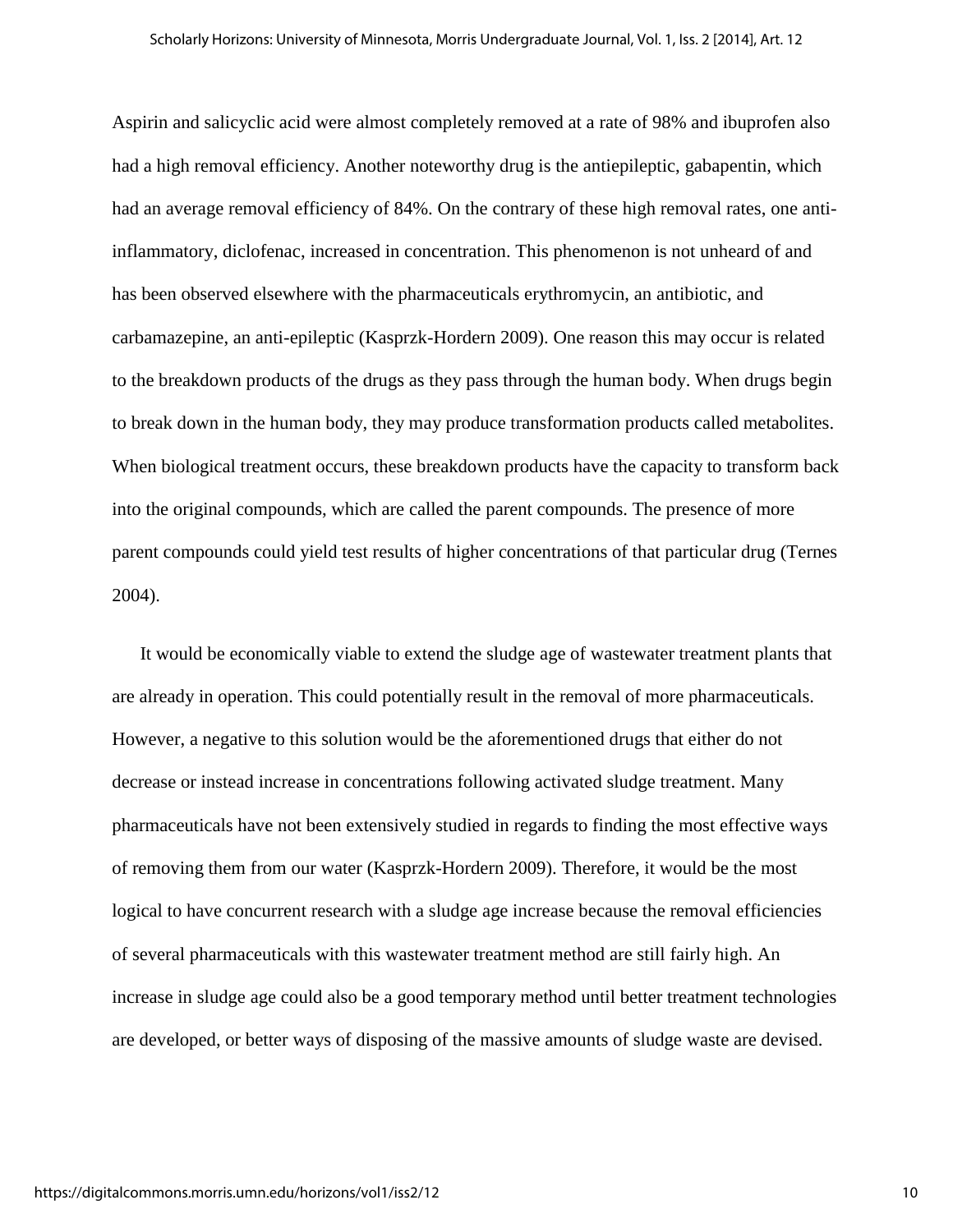Aspirin and salicyclic acid were almost completely removed at a rate of 98% and ibuprofen also had a high removal efficiency. Another noteworthy drug is the antiepileptic, gabapentin, which had an average removal efficiency of 84%. On the contrary of these high removal rates, one anti-inflammatory, diclofenac, increased in concentration. This phenomenon is not unheard of and has been observed elsewhere with the pharmaceuticals erythromycin, an antibiotic, and carbamazepine, an anti-epileptic (Kasprzk-Hordern 2009). One reason this may occur is related to the breakdown products of the drugs as they pass through the human body. When drugs begin to break down in the human body, they may produce transformation products called metabolites. When biological treatment occurs, these breakdown products have the capacity to transform back into the original compounds, which are called the parent compounds. The presence of more parent compounds could yield test results of higher concentrations of that particular drug (Ternes 2004).

It would be economically viable to extend the sludge age of wastewater treatment plants that are already in operation. This could potentially result in the removal of more pharmaceuticals. However, a negative to this solution would be the aforementioned drugs that either do not decrease or instead increase in concentrations following activated sludge treatment. Many pharmaceuticals have not been extensively studied in regards to finding the most effective ways of removing them from our water (Kasprzk-Hordern 2009). Therefore, it would be the most logical to have concurrent research with a sludge age increase because the removal efficiencies of several pharmaceuticals with this wastewater treatment method are still fairly high. An increase in sludge age could also be a good temporary method until better treatment technologies are developed, or better ways of disposing of the massive amounts of sludge waste are devised.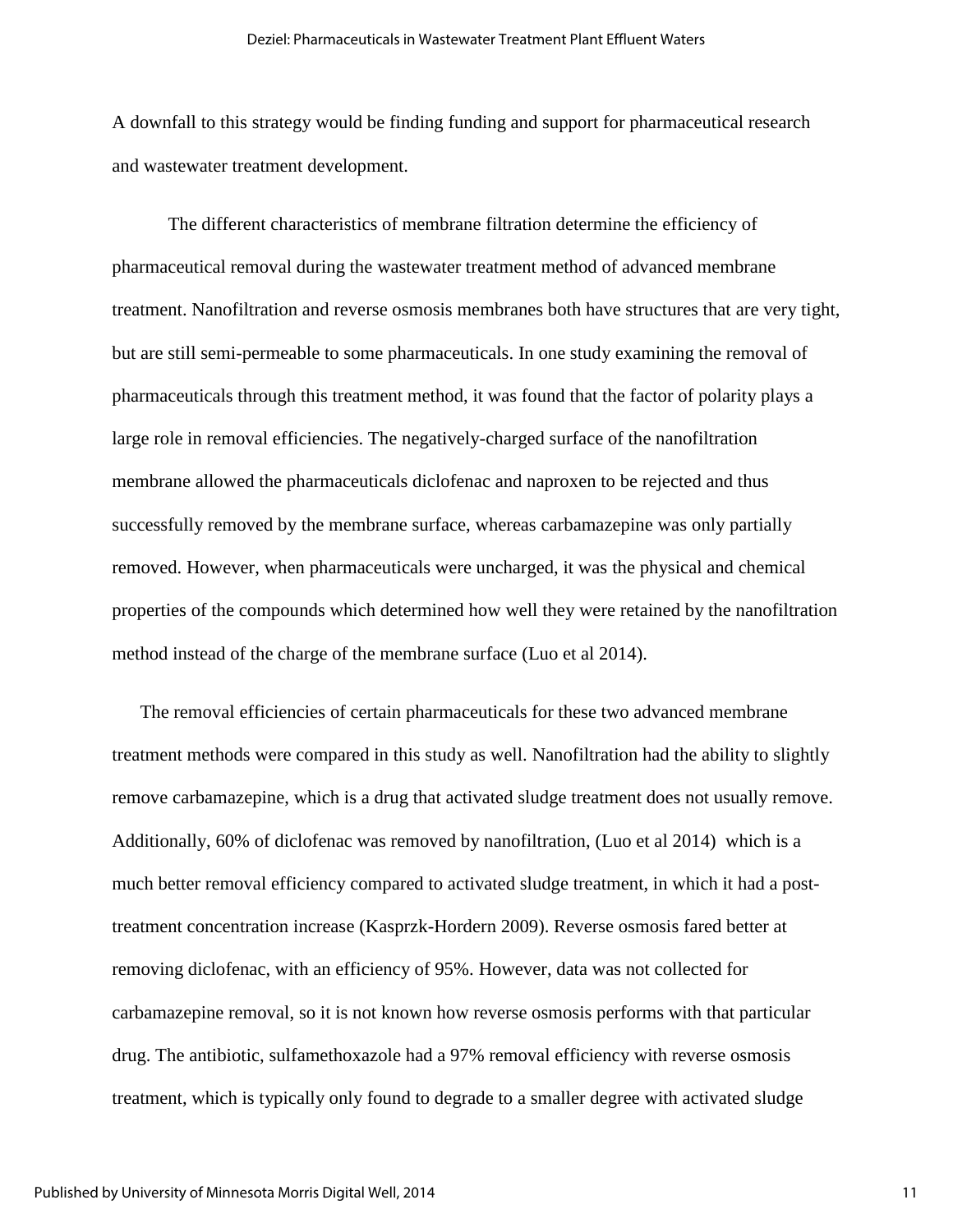A downfall to this strategy would be finding funding and support for pharmaceutical research and wastewater treatment development.

The different characteristics of membrane filtration determine the efficiency of pharmaceutical removal during the wastewater treatment method of advanced membrane treatment. Nanofiltration and reverse osmosis membranes both have structures that are very tight, but are still semi-permeable to some pharmaceuticals. In one study examining the removal of pharmaceuticals through this treatment method, it was found that the factor of polarity plays a large role in removal efficiencies. The negatively-charged surface of the nanofiltration membrane allowed the pharmaceuticals diclofenac and naproxen to be rejected and thus successfully removed by the membrane surface, whereas carbamazepine was only partially removed. However, when pharmaceuticals were uncharged, it was the physical and chemical properties of the compounds which determined how well they were retained by the nanofiltration method instead of the charge of the membrane surface (Luo et al 2014).

The removal efficiencies of certain pharmaceuticals for these two advanced membrane treatment methods were compared in this study as well. Nanofiltration had the ability to slightly remove carbamazepine, which is a drug that activated sludge treatment does not usually remove. Additionally, 60% of diclofenac was removed by nanofiltration, (Luo et al 2014) which is a much better removal efficiency compared to activated sludge treatment, in which it had a post-treatment concentration increase (Kasprzk-Hordern 2009). Reverse osmosis fared better at removing diclofenac, with an efficiency of 95%. However, data was not collected for carbamazepine removal, so it is not known how reverse osmosis performs with that particular drug. The antibiotic, sulfamethoxazole had a 97% removal efficiency with reverse osmosis treatment, which is typically only found to degrade to a smaller degree with activated sludge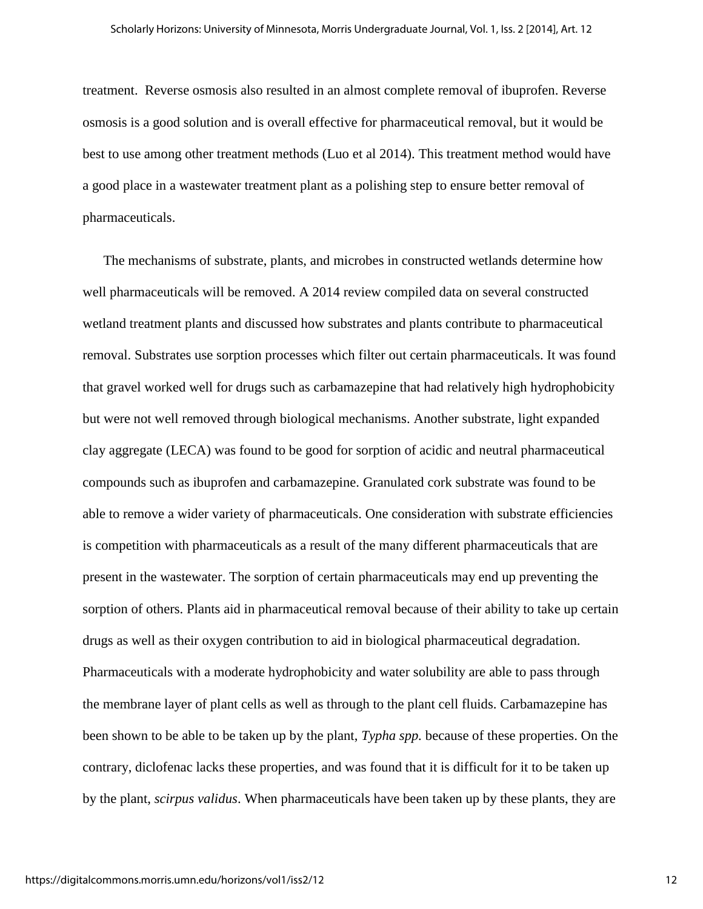treatment. Reverse osmosis also resulted in an almost complete removal of ibuprofen. Reverse osmosis is a good solution and is overall effective for pharmaceutical removal, but it would be best to use among other treatment methods (Luo et al 2014). This treatment method would have a good place in a wastewater treatment plant as a polishing step to ensure better removal of pharmaceuticals.

The mechanisms of substrate, plants, and microbes in constructed wetlands determine how well pharmaceuticals will be removed. A 2014 review compiled data on several constructed wetland treatment plants and discussed how substrates and plants contribute to pharmaceutical removal. Substrates use sorption processes which filter out certain pharmaceuticals. It was found that gravel worked well for drugs such as carbamazepine that had relatively high hydrophobicity but were not well removed through biological mechanisms. Another substrate, light expanded clay aggregate (LECA) was found to be good for sorption of acidic and neutral pharmaceutical compounds such as ibuprofen and carbamazepine. Granulated cork substrate was found to be able to remove a wider variety of pharmaceuticals. One consideration with substrate efficiencies is competition with pharmaceuticals as a result of the many different pharmaceuticals that are present in the wastewater. The sorption of certain pharmaceuticals may end up preventing the sorption of others. Plants aid in pharmaceutical removal because of their ability to take up certain drugs as well as their oxygen contribution to aid in biological pharmaceutical degradation. Pharmaceuticals with a moderate hydrophobicity and water solubility are able to pass through the membrane layer of plant cells as well as through to the plant cell fluids. Carbamazepine has been shown to be able to be taken up by the plant, *Typha spp.* because of these properties. On the contrary, diclofenac lacks these properties, and was found that it is difficult for it to be taken up by the plant, *scirpus validus*. When pharmaceuticals have been taken up by these plants, they are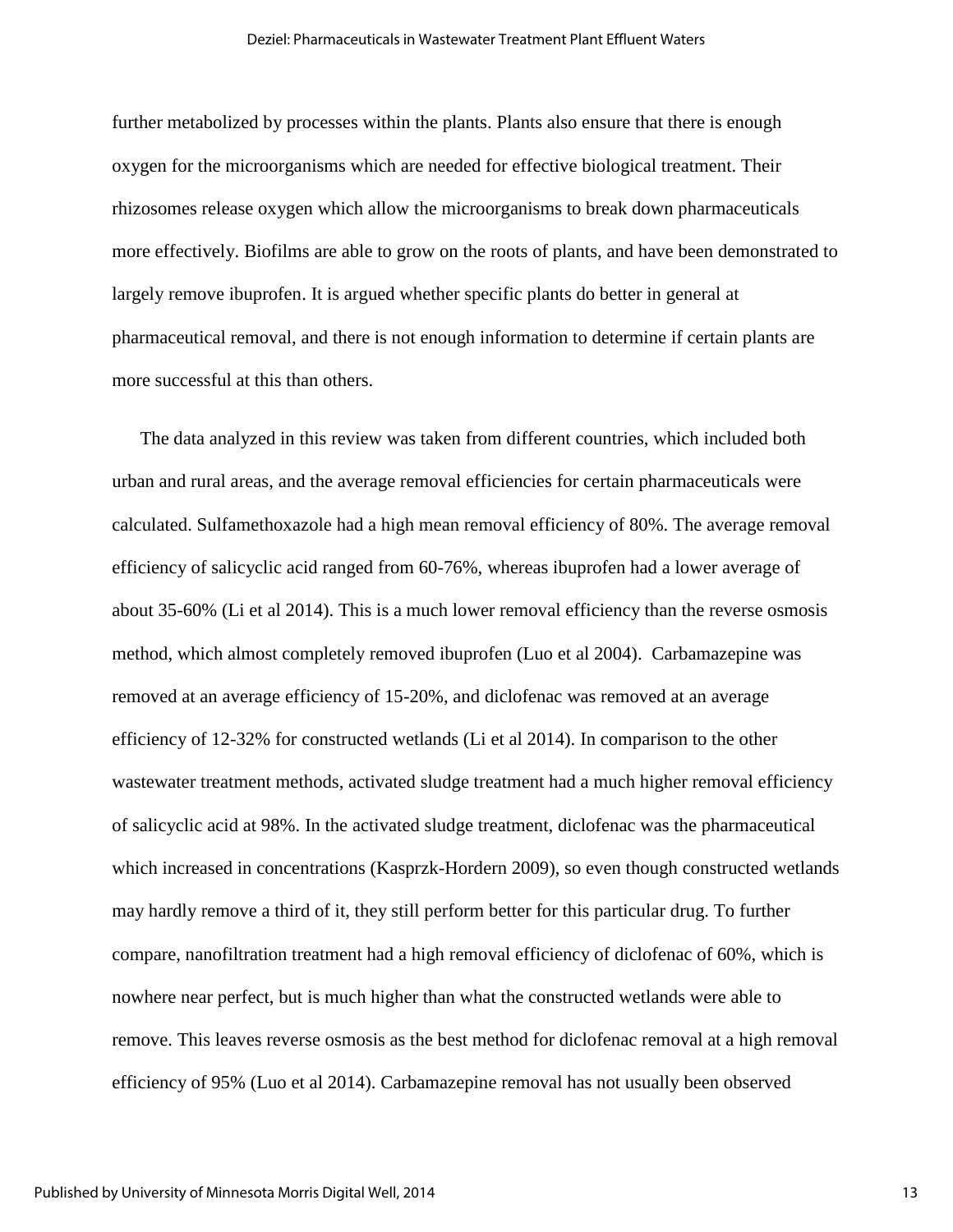further metabolized by processes within the plants. Plants also ensure that there is enough oxygen for the microorganisms which are needed for effective biological treatment. Their rhizosomes release oxygen which allow the microorganisms to break down pharmaceuticals more effectively. Biofilms are able to grow on the roots of plants, and have been demonstrated to largely remove ibuprofen. It is argued whether specific plants do better in general at pharmaceutical removal, and there is not enough information to determine if certain plants are more successful at this than others.

The data analyzed in this review was taken from different countries, which included both urban and rural areas, and the average removal efficiencies for certain pharmaceuticals were calculated. Sulfamethoxazole had a high mean removal efficiency of 80%. The average removal efficiency of salicyclic acid ranged from 60-76%, whereas ibuprofen had a lower average of about 35-60% (Li et al 2014). This is a much lower removal efficiency than the reverse osmosis method, which almost completely removed ibuprofen (Luo et al 2004). Carbamazepine was removed at an average efficiency of 15-20%, and diclofenac was removed at an average efficiency of 12-32% for constructed wetlands (Li et al 2014). In comparison to the other wastewater treatment methods, activated sludge treatment had a much higher removal efficiency of salicyclic acid at 98%. In the activated sludge treatment, diclofenac was the pharmaceutical which increased in concentrations (Kasprzk-Hordern 2009), so even though constructed wetlands may hardly remove a third of it, they still perform better for this particular drug. To further compare, nanofiltration treatment had a high removal efficiency of diclofenac of 60%, which is nowhere near perfect, but is much higher than what the constructed wetlands were able to remove. This leaves reverse osmosis as the best method for diclofenac removal at a high removal efficiency of 95% (Luo et al 2014). Carbamazepine removal has not usually been observed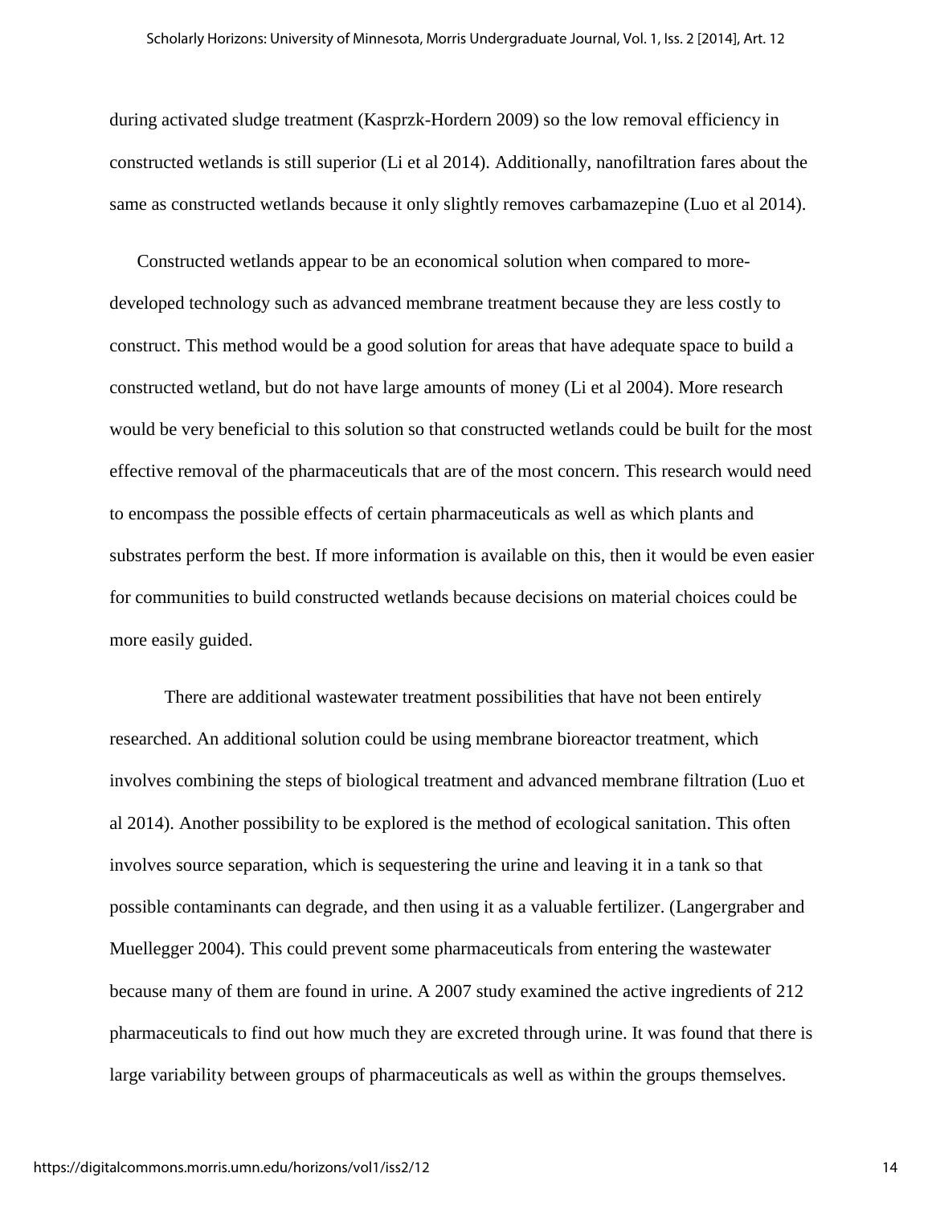during activated sludge treatment (Kasprzk-Hordern 2009) so the low removal efficiency in constructed wetlands is still superior (Li et al 2014). Additionally, nanofiltration fares about the same as constructed wetlands because it only slightly removes carbamazepine (Luo et al 2014).

Constructed wetlands appear to be an economical solution when compared to more-developed technology such as advanced membrane treatment because they are less costly to construct. This method would be a good solution for areas that have adequate space to build a constructed wetland, but do not have large amounts of money (Li et al 2004). More research would be very beneficial to this solution so that constructed wetlands could be built for the most effective removal of the pharmaceuticals that are of the most concern. This research would need to encompass the possible effects of certain pharmaceuticals as well as which plants and substrates perform the best. If more information is available on this, then it would be even easier for communities to build constructed wetlands because decisions on material choices could be more easily guided.

There are additional wastewater treatment possibilities that have not been entirely researched. An additional solution could be using membrane bioreactor treatment, which involves combining the steps of biological treatment and advanced membrane filtration (Luo et al 2014). Another possibility to be explored is the method of ecological sanitation. This often involves source separation, which is sequestering the urine and leaving it in a tank so that possible contaminants can degrade, and then using it as a valuable fertilizer. (Langergraber and Muellegger 2004). This could prevent some pharmaceuticals from entering the wastewater because many of them are found in urine. A 2007 study examined the active ingredients of 212 pharmaceuticals to find out how much they are excreted through urine. It was found that there is large variability between groups of pharmaceuticals as well as within the groups themselves.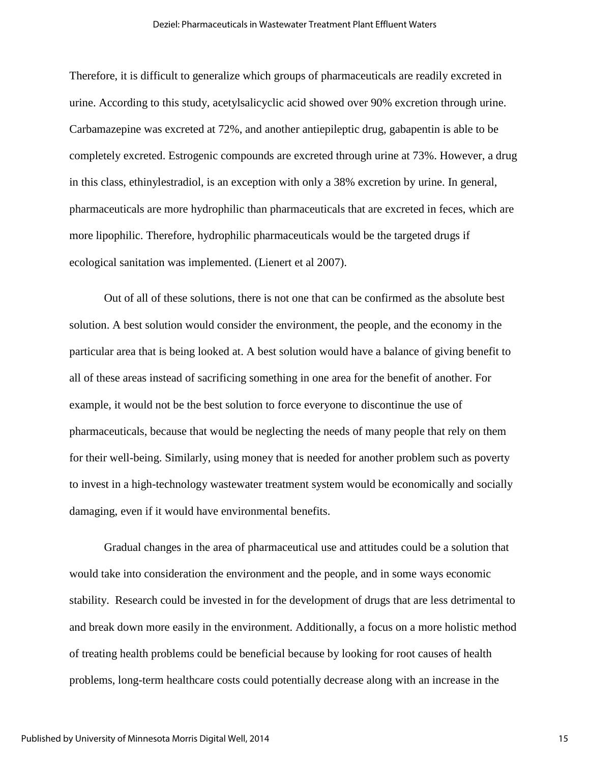Therefore, it is difficult to generalize which groups of pharmaceuticals are readily excreted in urine. According to this study, acetylsalicyclic acid showed over 90% excretion through urine. Carbamazepine was excreted at 72%, and another antiepileptic drug, gabapentin is able to be completely excreted. Estrogenic compounds are excreted through urine at 73%. However, a drug in this class, ethinylestradiol, is an exception with only a 38% excretion by urine. In general, pharmaceuticals are more hydrophilic than pharmaceuticals that are excreted in feces, which are more lipophilic. Therefore, hydrophilic pharmaceuticals would be the targeted drugs if ecological sanitation was implemented. (Lienert et al 2007).

Out of all of these solutions, there is not one that can be confirmed as the absolute best solution. A best solution would consider the environment, the people, and the economy in the particular area that is being looked at. A best solution would have a balance of giving benefit to all of these areas instead of sacrificing something in one area for the benefit of another. For example, it would not be the best solution to force everyone to discontinue the use of pharmaceuticals, because that would be neglecting the needs of many people that rely on them for their well-being. Similarly, using money that is needed for another problem such as poverty to invest in a high-technology wastewater treatment system would be economically and socially damaging, even if it would have environmental benefits.

Gradual changes in the area of pharmaceutical use and attitudes could be a solution that would take into consideration the environment and the people, and in some ways economic stability. Research could be invested in for the development of drugs that are less detrimental to and break down more easily in the environment. Additionally, a focus on a more holistic method of treating health problems could be beneficial because by looking for root causes of health problems, long-term healthcare costs could potentially decrease along with an increase in the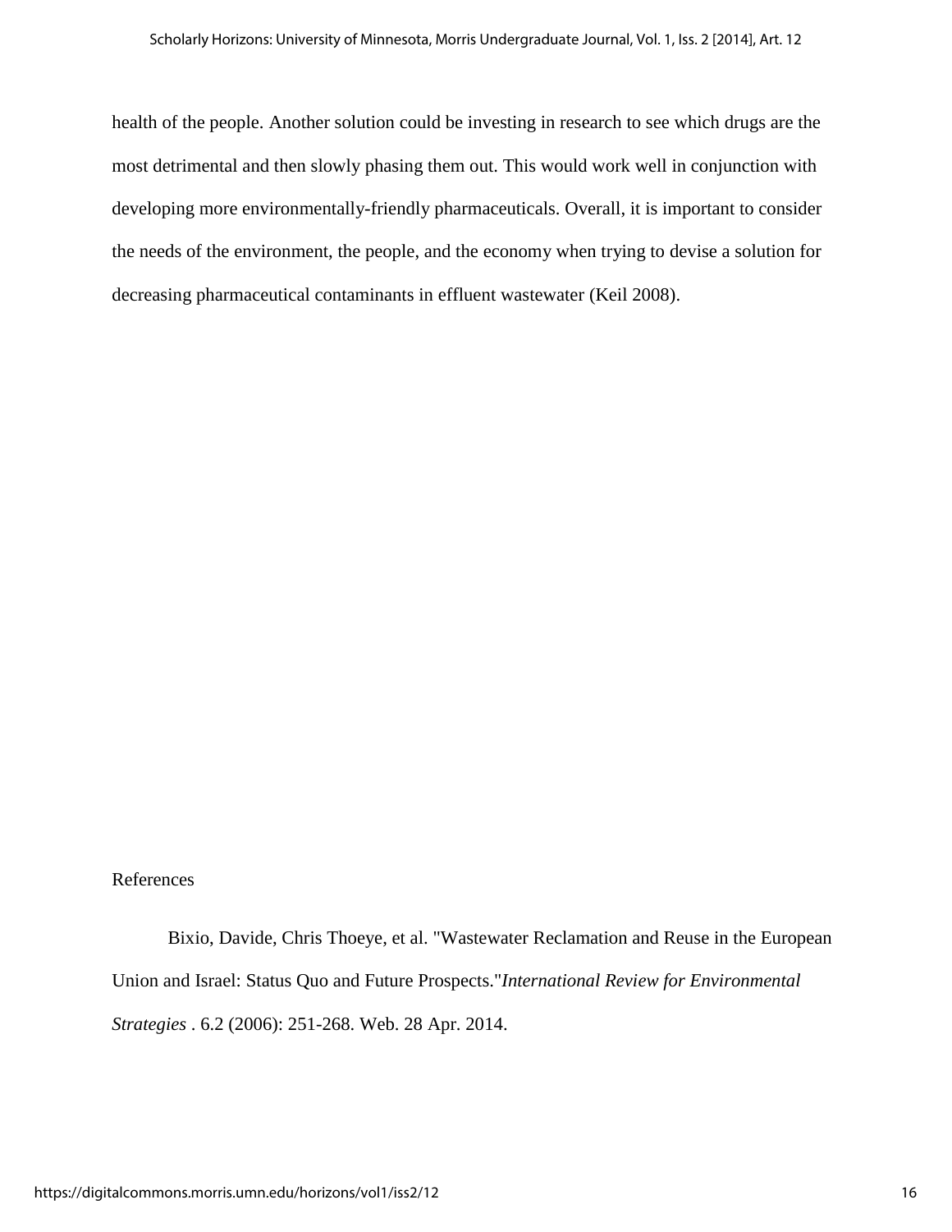health of the people. Another solution could be investing in research to see which drugs are the most detrimental and then slowly phasing them out. This would work well in conjunction with developing more environmentally-friendly pharmaceuticals. Overall, it is important to consider the needs of the environment, the people, and the economy when trying to devise a solution for decreasing pharmaceutical contaminants in effluent wastewater (Keil 2008).

References

Bixio, Davide, Chris Thoeye, et al. "Wastewater Reclamation and Reuse in the European Union and Israel: Status Quo and Future Prospects."*International Review for Environmental Strategies* . 6.2 (2006): 251-268. Web. 28 Apr. 2014.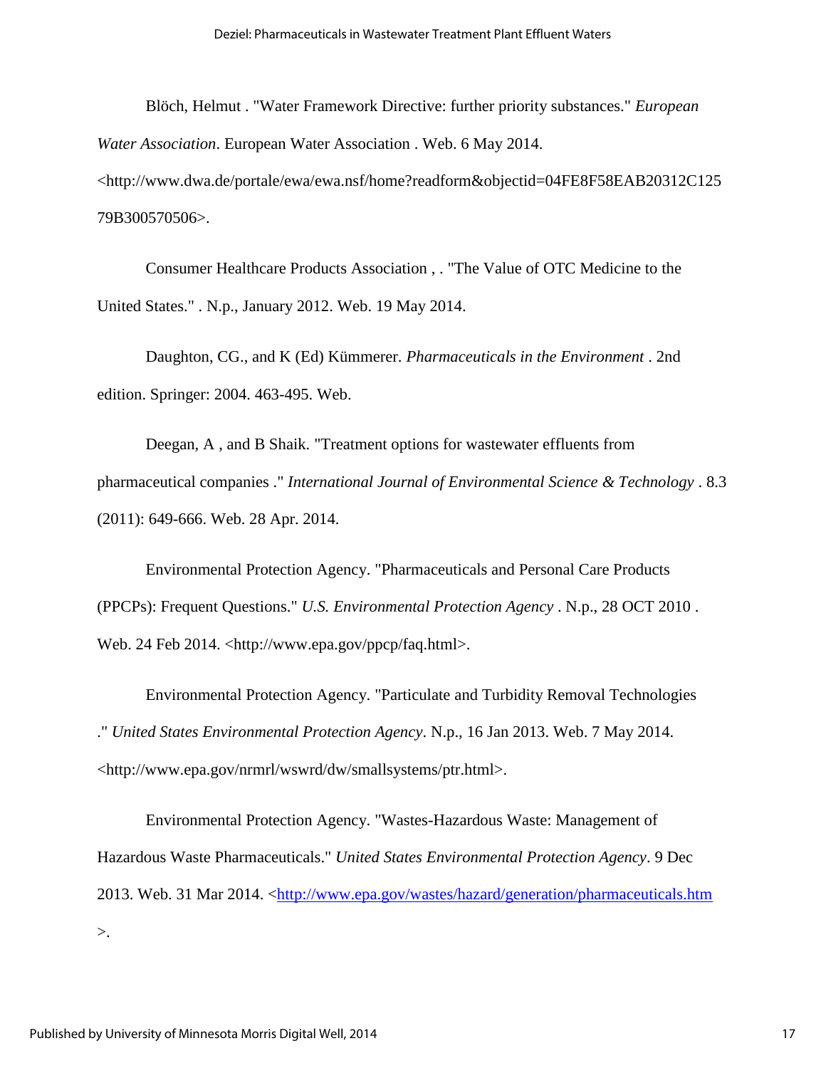Blöch, Helmut . "Water Framework Directive: further priority substances." *European Water Association*. European Water Association . Web. 6 May 2014. <http://www.dwa.de/portale/ewa/ewa.nsf/home?readform&objectid=04FE8F58EAB20312C12579B300570506>.

Consumer Healthcare Products Association , . "The Value of OTC Medicine to the United States." . N.p., January 2012. Web. 19 May 2014.

Daughton, CG., and K (Ed) Kümmerer. *Pharmaceuticals in the Environment* . 2nd edition. Springer: 2004. 463-495. Web.

Deegan, A , and B Shaik. "Treatment options for wastewater effluents from pharmaceutical companies ." *International Journal of Environmental Science & Technology* . 8.3 (2011): 649-666. Web. 28 Apr. 2014.

Environmental Protection Agency. "Pharmaceuticals and Personal Care Products (PPCPs): Frequent Questions." *U.S. Environmental Protection Agency* . N.p., 28 OCT 2010 . Web. 24 Feb 2014. <http://www.epa.gov/ppcp/faq.html>.

Environmental Protection Agency. "Particulate and Turbidity Removal Technologies ." *United States Environmental Protection Agency*. N.p., 16 Jan 2013. Web. 7 May 2014. <http://www.epa.gov/nrmrl/wswrd/dw/smallsystems/ptr.html>.

Environmental Protection Agency. "Wastes-Hazardous Waste: Management of Hazardous Waste Pharmaceuticals." *United States Environmental Protection Agency*. 9 Dec 2013. Web. 31 Mar 2014. <http://www.epa.gov/wastes/hazard/generation/pharmaceuticals.htm>.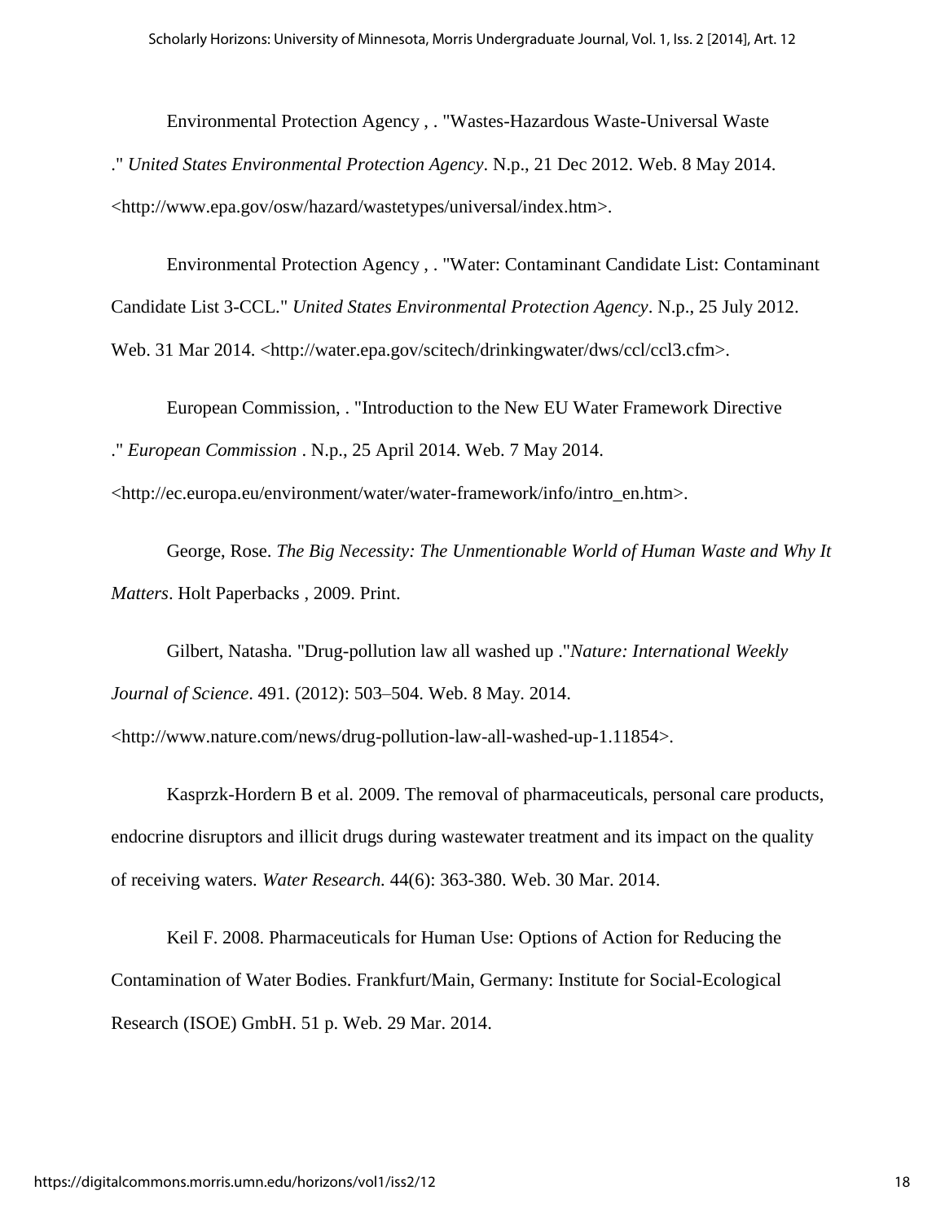Environmental Protection Agency , . "Wastes-Hazardous Waste-Universal Waste ." *United States Environmental Protection Agency*. N.p., 21 Dec 2012. Web. 8 May 2014. <http://www.epa.gov/osw/hazard/wastetypes/universal/index.htm>.

Environmental Protection Agency , . "Water: Contaminant Candidate List: Contaminant Candidate List 3-CCL." *United States Environmental Protection Agency*. N.p., 25 July 2012. Web. 31 Mar 2014. <http://water.epa.gov/scitech/drinkingwater/dws/ccl/ccl3.cfm>.

European Commission, . "Introduction to the New EU Water Framework Directive ." *European Commission* . N.p., 25 April 2014. Web. 7 May 2014. <http://ec.europa.eu/environment/water/water-framework/info/intro_en.htm>.

George, Rose. *The Big Necessity: The Unmentionable World of Human Waste and Why It Matters*. Holt Paperbacks , 2009. Print.

Gilbert, Natasha. "Drug-pollution law all washed up ."*Nature: International Weekly Journal of Science*. 491. (2012): 503–504. Web. 8 May. 2014. <http://www.nature.com/news/drug-pollution-law-all-washed-up-1.11854>.

Kasprzk-Hordern B et al. 2009. The removal of pharmaceuticals, personal care products, endocrine disruptors and illicit drugs during wastewater treatment and its impact on the quality of receiving waters. *Water Research.* 44(6): 363-380. Web. 30 Mar. 2014.

Keil F. 2008. Pharmaceuticals for Human Use: Options of Action for Reducing the Contamination of Water Bodies. Frankfurt/Main, Germany: Institute for Social-Ecological Research (ISOE) GmbH. 51 p. Web. 29 Mar. 2014.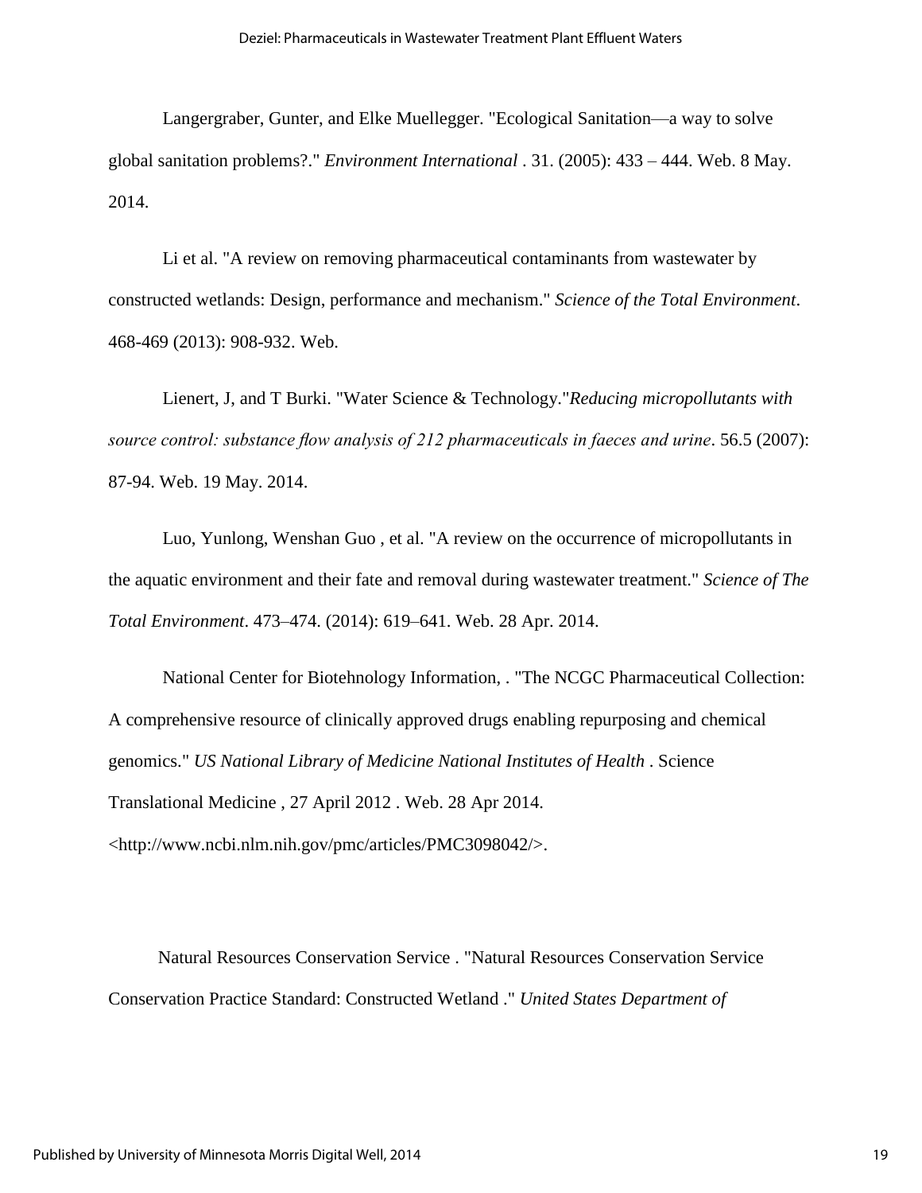Langergraber, Gunter, and Elke Muellegger. "Ecological Sanitation—a way to solve global sanitation problems?." *Environment International* . 31. (2005): 433 – 444. Web. 8 May. 2014.

Li et al. "A review on removing pharmaceutical contaminants from wastewater by constructed wetlands: Design, performance and mechanism." *Science of the Total Environment*. 468-469 (2013): 908-932. Web.

Lienert, J, and T Burki. "Water Science & Technology."*Reducing micropollutants with source control: substance flow analysis of 212 pharmaceuticals in faeces and urine*. 56.5 (2007): 87-94. Web. 19 May. 2014.

Luo, Yunlong, Wenshan Guo , et al. "A review on the occurrence of micropollutants in the aquatic environment and their fate and removal during wastewater treatment." *Science of The Total Environment*. 473–474. (2014): 619–641. Web. 28 Apr. 2014.

National Center for Biotehnology Information, . "The NCGC Pharmaceutical Collection: A comprehensive resource of clinically approved drugs enabling repurposing and chemical genomics." *US National Library of Medicine National Institutes of Health* . Science Translational Medicine , 27 April 2012 . Web. 28 Apr 2014. <http://www.ncbi.nlm.nih.gov/pmc/articles/PMC3098042/>.

Natural Resources Conservation Service . "Natural Resources Conservation Service Conservation Practice Standard: Constructed Wetland ." *United States Department of*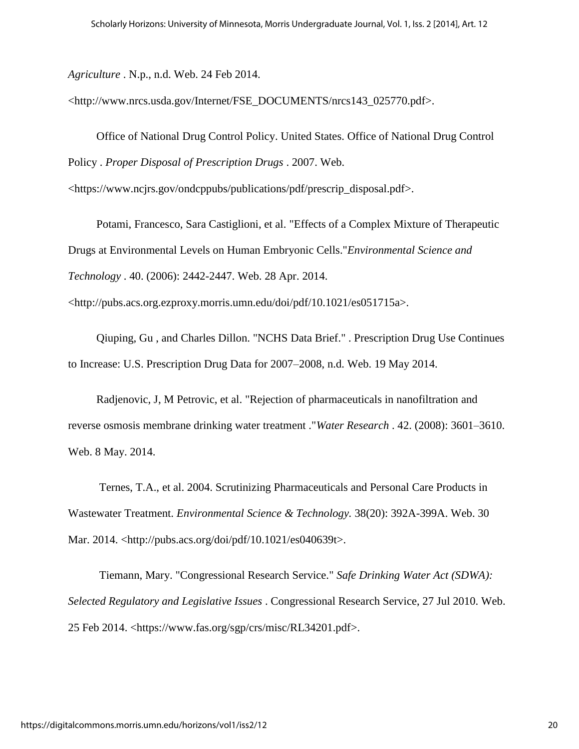*Agriculture* . N.p., n.d. Web. 24 Feb 2014. <http://www.nrcs.usda.gov/Internet/FSE_DOCUMENTS/nrcs143_025770.pdf>.

Office of National Drug Control Policy. United States. Office of National Drug Control Policy . *Proper Disposal of Prescription Drugs* . 2007. Web. <https://www.ncjrs.gov/ondcppubs/publications/pdf/prescrip_disposal.pdf>.

Potami, Francesco, Sara Castiglioni, et al. "Effects of a Complex Mixture of Therapeutic Drugs at Environmental Levels on Human Embryonic Cells."*Environmental Science and Technology* . 40. (2006): 2442-2447. Web. 28 Apr. 2014. <http://pubs.acs.org.ezproxy.morris.umn.edu/doi/pdf/10.1021/es051715a>.

Qiuping, Gu , and Charles Dillon. "NCHS Data Brief." . Prescription Drug Use Continues to Increase: U.S. Prescription Drug Data for 2007–2008, n.d. Web. 19 May 2014.

Radjenovic, J, M Petrovic, et al. "Rejection of pharmaceuticals in nanofiltration and reverse osmosis membrane drinking water treatment ."*Water Research* . 42. (2008): 3601–3610. Web. 8 May. 2014.

Ternes, T.A., et al. 2004. Scrutinizing Pharmaceuticals and Personal Care Products in Wastewater Treatment. *Environmental Science & Technology.* 38(20): 392A-399A. Web. 30 Mar. 2014. <http://pubs.acs.org/doi/pdf/10.1021/es040639t>.

Tiemann, Mary. "Congressional Research Service." *Safe Drinking Water Act (SDWA): Selected Regulatory and Legislative Issues* . Congressional Research Service, 27 Jul 2010. Web. 25 Feb 2014. <https://www.fas.org/sgp/crs/misc/RL34201.pdf>.